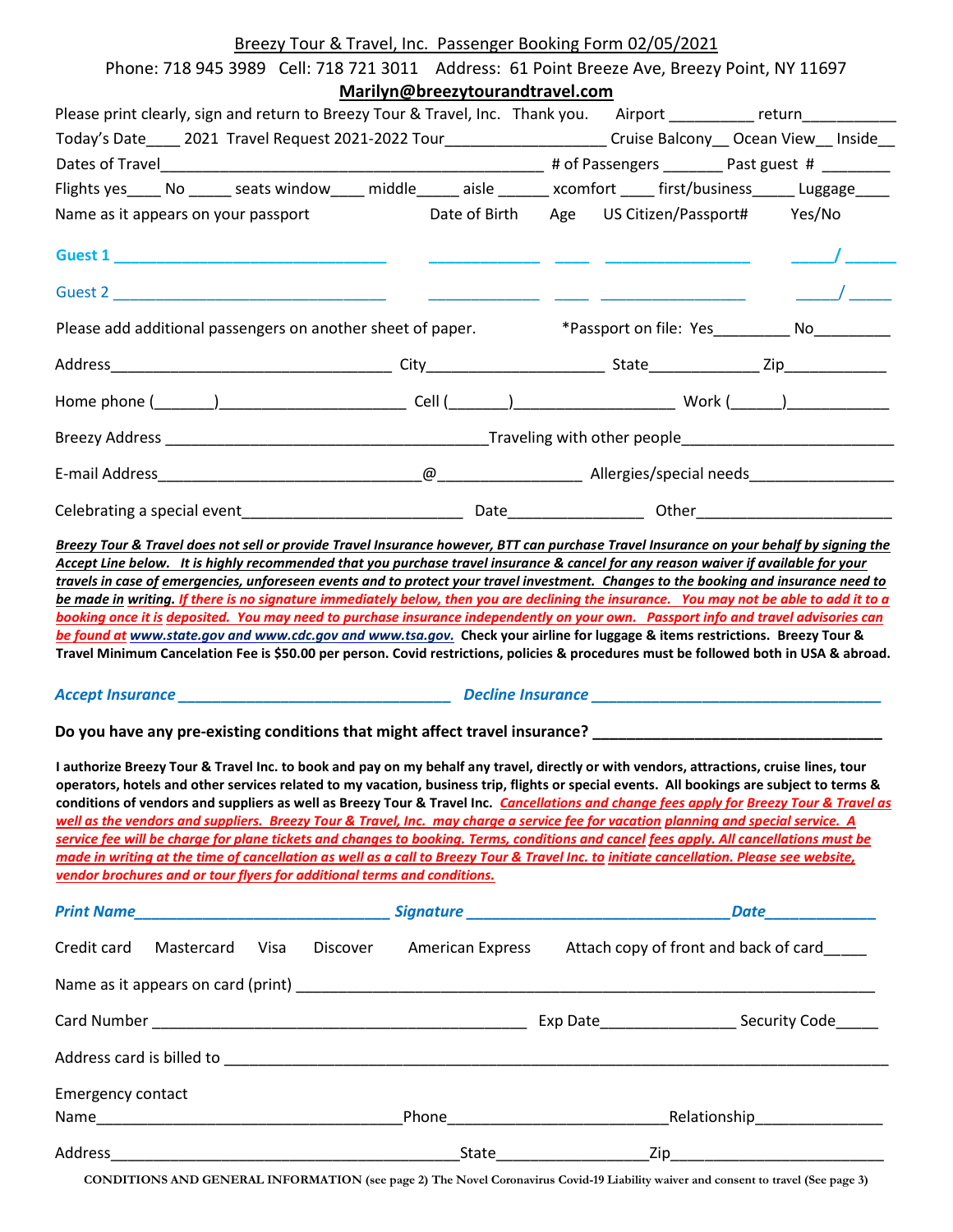Breezy Tour & Travel, Inc. Passenger Booking Form 02/05/2021

Phone: 718 945 3989 Cell: 718 721 3011 Address: 61 Point Breeze Ave, Breezy Point, NY 11697

**Marilyn@breezytourandtravel.com**

Please print clearly, sign and return to Breezy Tour & Travel, Inc. Thank you. Airport __________ return___________

Today's Date____ 2021 Travel Request 2021-2022 Tour___________________ Cruise Balcony__ Ocean View__ Inside__

Dates of Travel____________________________________________ # of Passengers _______ Past guest # ________

Flights yes____ No _____ seats window____ middle_____ aisle ______ xcomfort ____ first/business_____ Luggage____

| Name as it appears on your passport | Date of Birth | Age | US Citizen/Passport# | Yes/No |
|---|---|---|---|---|
| Guest 1 ________________________________ | _____________ | ____ | _________________ | _____/ ______ |
| Guest 2 ________________________________ | _____________ | ____ | _________________ | _____/ _____ |

Please add additional passengers on another sheet of paper. *Passport on file: Yes_________ No_________

Address__________________________________ City____________________ State_____________ Zip____________

Home phone (_______)_____________________ Cell (_______)__________________ Work (______)____________

Breezy Address ______________________________________Traveling with other people________________________

E-mail Address______________________________@________________ Allergies/special needs_________________

Celebrating a special event__________________________ Date________________ Other_______________________

***Breezy Tour & Travel does not sell or provide Travel Insurance however, BTT can purchase Travel Insurance on your behalf by signing the Accept Line below. It is highly recommended that you purchase travel insurance & cancel for any reason waiver if available for your travels in case of emergencies, unforeseen events and to protect your travel investment. Changes to the booking and insurance need to be made in writing.*** *If there is no signature immediately below, then you are declining the insurance. You may not be able to add it to a booking once it is deposited. You may need to purchase insurance independently on your own. Passport info and travel advisories can be found at www.state.gov and www.cdc.gov and www.tsa.gov.* **Check your airline for luggage & items restrictions. Breezy Tour & Travel Minimum Cancelation Fee is $50.00 per person. Covid restrictions, policies & procedures must be followed both in USA & abroad.**

***Accept Insurance*** ________________________________ ***Decline Insurance*** __________________________________

**Do you have any pre-existing conditions that might affect travel insurance?** __________________________________

**I authorize Breezy Tour & Travel Inc. to book and pay on my behalf any travel, directly or with vendors, attractions, cruise lines, tour operators, hotels and other services related to my vacation, business trip, flights or special events. All bookings are subject to terms & conditions of vendors and suppliers as well as Breezy Tour & Travel Inc.** ***Cancellations and change fees apply for Breezy Tour & Travel as well as the vendors and suppliers. Breezy Tour & Travel, Inc. may charge a service fee for vacation planning and special service. A service fee will be charge for plane tickets and changes to booking. Terms, conditions and cancel fees apply. All cancellations must be made in writing at the time of cancellation as well as a call to Breezy Tour & Travel Inc. to initiate cancellation. Please see website, vendor brochures and or tour flyers for additional terms and conditions.***

***Print Name***______________________________ ***Signature*** _______________________________ ***Date***_____________

Credit card Mastercard Visa Discover American Express Attach copy of front and back of card_____

Name as it appears on card (print) ____________________________________________________________________

Card Number ____________________________________________ Exp Date________________ Security Code_____

Address card is billed to ___________________________________________________________________________

Emergency contact

Name___________________________________Phone_________________________Relationship_______________

Address_____________________________________________State_________________Zip________________________

**CONDITIONS AND GENERAL INFORMATION** (see page 2) The Novel Coronavirus Covid-19 Liability waiver and consent to travel (See page 3)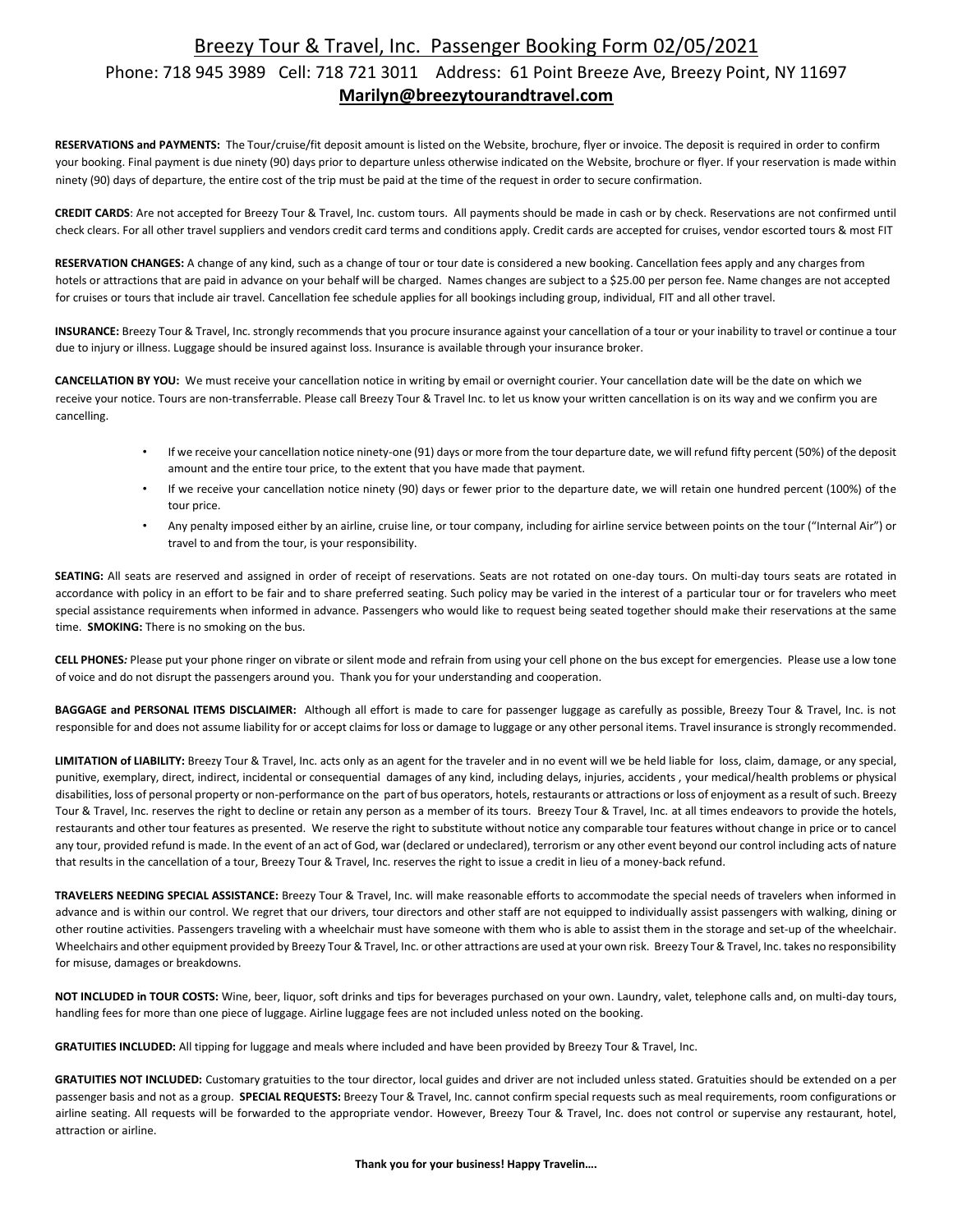# Breezy Tour & Travel, Inc. Passenger Booking Form 02/05/2021

Phone: 718 945 3989 Cell: 718 721 3011 Address: 61 Point Breeze Ave, Breezy Point, NY 11697

**Marilyn@breezytourandtravel.com**

**RESERVATIONS and PAYMENTS:** The Tour/cruise/fit deposit amount is listed on the Website, brochure, flyer or invoice. The deposit is required in order to confirm your booking. Final payment is due ninety (90) days prior to departure unless otherwise indicated on the Website, brochure or flyer. If your reservation is made within ninety (90) days of departure, the entire cost of the trip must be paid at the time of the request in order to secure confirmation.

**CREDIT CARDS**: Are not accepted for Breezy Tour & Travel, Inc. custom tours. All payments should be made in cash or by check. Reservations are not confirmed until check clears. For all other travel suppliers and vendors credit card terms and conditions apply. Credit cards are accepted for cruises, vendor escorted tours & most FIT

**RESERVATION CHANGES:** A change of any kind, such as a change of tour or tour date is considered a new booking. Cancellation fees apply and any charges from hotels or attractions that are paid in advance on your behalf will be charged. Names changes are subject to a $25.00 per person fee. Name changes are not accepted for cruises or tours that include air travel. Cancellation fee schedule applies for all bookings including group, individual, FIT and all other travel.

**INSURANCE:** Breezy Tour & Travel, Inc. strongly recommends that you procure insurance against your cancellation of a tour or your inability to travel or continue a tour due to injury or illness. Luggage should be insured against loss. Insurance is available through your insurance broker.

**CANCELLATION BY YOU:** We must receive your cancellation notice in writing by email or overnight courier. Your cancellation date will be the date on which we receive your notice. Tours are non-transferrable. Please call Breezy Tour & Travel Inc. to let us know your written cancellation is on its way and we confirm you are cancelling.

- If we receive your cancellation notice ninety-one (91) days or more from the tour departure date, we will refund fifty percent (50%) of the deposit amount and the entire tour price, to the extent that you have made that payment.
- If we receive your cancellation notice ninety (90) days or fewer prior to the departure date, we will retain one hundred percent (100%) of the tour price.
- Any penalty imposed either by an airline, cruise line, or tour company, including for airline service between points on the tour ("Internal Air") or travel to and from the tour, is your responsibility.

**SEATING:** All seats are reserved and assigned in order of receipt of reservations. Seats are not rotated on one-day tours. On multi-day tours seats are rotated in accordance with policy in an effort to be fair and to share preferred seating. Such policy may be varied in the interest of a particular tour or for travelers who meet special assistance requirements when informed in advance. Passengers who would like to request being seated together should make their reservations at the same time. **SMOKING:** There is no smoking on the bus.

**CELL PHONES***:* Please put your phone ringer on vibrate or silent mode and refrain from using your cell phone on the bus except for emergencies. Please use a low tone of voice and do not disrupt the passengers around you. Thank you for your understanding and cooperation.

**BAGGAGE and PERSONAL ITEMS DISCLAIMER:** Although all effort is made to care for passenger luggage as carefully as possible, Breezy Tour & Travel, Inc. is not responsible for and does not assume liability for or accept claims for loss or damage to luggage or any other personal items. Travel insurance is strongly recommended.

**LIMITATION of LIABILITY:** Breezy Tour & Travel, Inc. acts only as an agent for the traveler and in no event will we be held liable for loss, claim, damage, or any special, punitive, exemplary, direct, indirect, incidental or consequential damages of any kind, including delays, injuries, accidents , your medical/health problems or physical disabilities, loss of personal property or non-performance on the part of bus operators, hotels, restaurants or attractions or loss of enjoyment as a result of such. Breezy Tour & Travel, Inc. reserves the right to decline or retain any person as a member of its tours. Breezy Tour & Travel, Inc. at all times endeavors to provide the hotels, restaurants and other tour features as presented. We reserve the right to substitute without notice any comparable tour features without change in price or to cancel any tour, provided refund is made. In the event of an act of God, war (declared or undeclared), terrorism or any other event beyond our control including acts of nature that results in the cancellation of a tour, Breezy Tour & Travel, Inc. reserves the right to issue a credit in lieu of a money-back refund.

**TRAVELERS NEEDING SPECIAL ASSISTANCE:** Breezy Tour & Travel, Inc. will make reasonable efforts to accommodate the special needs of travelers when informed in advance and is within our control. We regret that our drivers, tour directors and other staff are not equipped to individually assist passengers with walking, dining or other routine activities. Passengers traveling with a wheelchair must have someone with them who is able to assist them in the storage and set-up of the wheelchair. Wheelchairs and other equipment provided by Breezy Tour & Travel, Inc. or other attractions are used at your own risk. Breezy Tour & Travel, Inc. takes no responsibility for misuse, damages or breakdowns.

**NOT INCLUDED in TOUR COSTS:** Wine, beer, liquor, soft drinks and tips for beverages purchased on your own. Laundry, valet, telephone calls and, on multi-day tours, handling fees for more than one piece of luggage. Airline luggage fees are not included unless noted on the booking.

**GRATUITIES INCLUDED:** All tipping for luggage and meals where included and have been provided by Breezy Tour & Travel, Inc.

**GRATUITIES NOT INCLUDED:** Customary gratuities to the tour director, local guides and driver are not included unless stated. Gratuities should be extended on a per passenger basis and not as a group. **SPECIAL REQUESTS:** Breezy Tour & Travel, Inc. cannot confirm special requests such as meal requirements, room configurations or airline seating. All requests will be forwarded to the appropriate vendor. However, Breezy Tour & Travel, Inc. does not control or supervise any restaurant, hotel, attraction or airline.

**Thank you for your business! Happy Travelin….**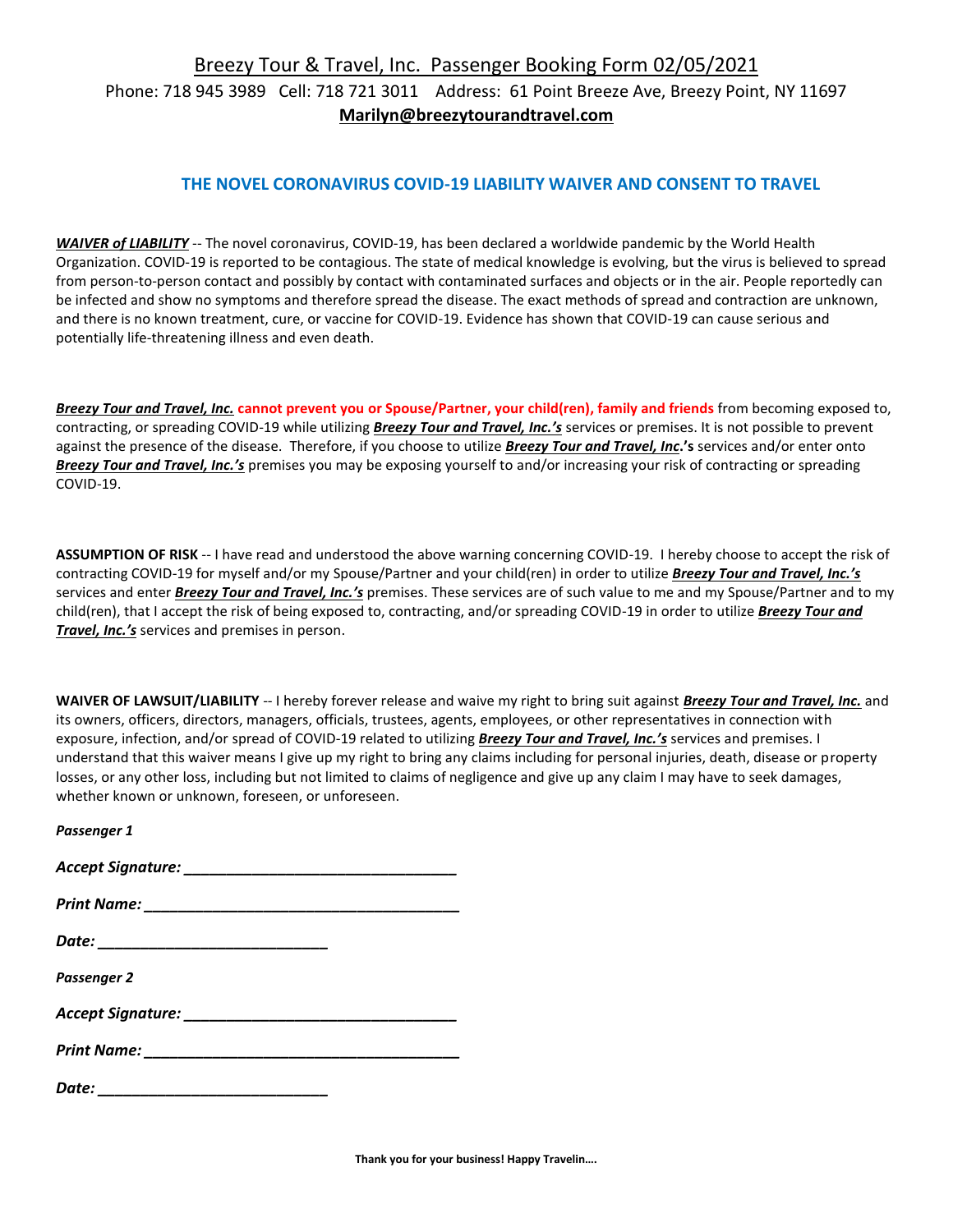Breezy Tour & Travel, Inc.  Passenger Booking Form 02/05/2021

Phone: 718 945 3989   Cell: 718 721 3011   Address: 61 Point Breeze Ave, Breezy Point, NY 11697

**Marilyn@breezytourandtravel.com**

## THE NOVEL CORONAVIRUS COVID-19 LIABILITY WAIVER AND CONSENT TO TRAVEL

***WAIVER of LIABILITY*** -- The novel coronavirus, COVID-19, has been declared a worldwide pandemic by the World Health Organization. COVID-19 is reported to be contagious. The state of medical knowledge is evolving, but the virus is believed to spread from person-to-person contact and possibly by contact with contaminated surfaces and objects or in the air. People reportedly can be infected and show no symptoms and therefore spread the disease. The exact methods of spread and contraction are unknown, and there is no known treatment, cure, or vaccine for COVID-19. Evidence has shown that COVID-19 can cause serious and potentially life-threatening illness and even death.

***Breezy Tour and Travel, Inc.*** **cannot prevent you or Spouse/Partner, your child(ren), family and friends** from becoming exposed to, contracting, or spreading COVID-19 while utilizing ***Breezy Tour and Travel, Inc.'s*** services or premises. It is not possible to prevent against the presence of the disease. Therefore, if you choose to utilize ***Breezy Tour and Travel, Inc*****'s** services and/or enter onto ***Breezy Tour and Travel, Inc.'s*** premises you may be exposing yourself to and/or increasing your risk of contracting or spreading COVID-19.

**ASSUMPTION OF RISK** -- I have read and understood the above warning concerning COVID-19. I hereby choose to accept the risk of contracting COVID-19 for myself and/or my Spouse/Partner and your child(ren) in order to utilize ***Breezy Tour and Travel, Inc.'s*** services and enter ***Breezy Tour and Travel, Inc.'s*** premises. These services are of such value to me and my Spouse/Partner and to my child(ren), that I accept the risk of being exposed to, contracting, and/or spreading COVID-19 in order to utilize ***Breezy Tour and Travel, Inc.'s*** services and premises in person.

**WAIVER OF LAWSUIT/LIABILITY** -- I hereby forever release and waive my right to bring suit against ***Breezy Tour and Travel, Inc.*** and its owners, officers, directors, managers, officials, trustees, agents, employees, or other representatives in connection with exposure, infection, and/or spread of COVID-19 related to utilizing ***Breezy Tour and Travel, Inc.'s*** services and premises. I understand that this waiver means I give up my right to bring any claims including for personal injuries, death, disease or property losses, or any other loss, including but not limited to claims of negligence and give up any claim I may have to seek damages, whether known or unknown, foreseen, or unforeseen.

***Passenger 1***

***Accept Signature:*** ________________________________

***Print Name:*** ____________________________________

***Date:*** ___________________________

***Passenger 2***

***Accept Signature:*** ________________________________

***Print Name:*** ____________________________________

***Date:*** ___________________________

**Thank you for your business! Happy Travelin….**